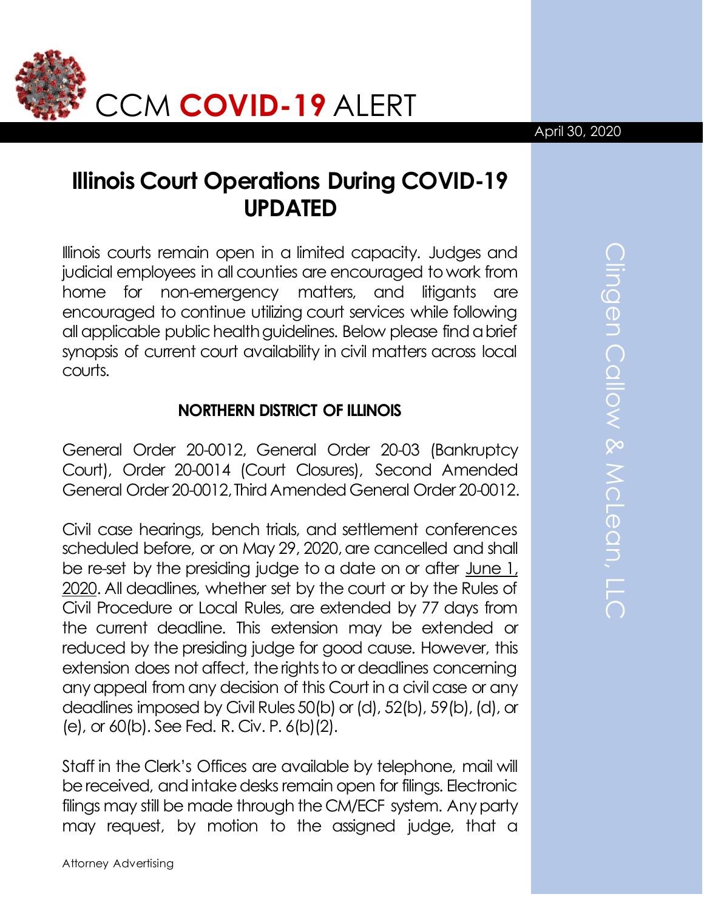# CCM **COVID-19** ALERT

April 30, 2020

## Illinois Court Operations During COVID-19 UPDATED

Illinois courts remain open in a limited capacity. Judges and judicial employees in all counties are encouraged to work from home for non-emergency matters, and litigants are encouraged to continue utilizing court services while following all applicable public health guidelines. Below please find a brief synopsis of current court availability in civil matters across local courts.

### NORTHERN DISTRICT OF ILLINOIS

General Order 20-0012, General Order 20-03 (Bankruptcy Court), Order 20-0014 (Court Closures), Second Amended General Order 20-0012, Third Amended General Order 20-0012.

Civil case hearings, bench trials, and settlement conferences scheduled before, or on May 29, 2020, are cancelled and shall be re-set by the presiding judge to a date on or after June 1, 2020. All deadlines, whether set by the court or by the Rules of Civil Procedure or Local Rules, are extended by 77 days from the current deadline. This extension may be extended or reduced by the presiding judge for good cause. However, this extension does not affect, the rights to or deadlines concerning any appeal from any decision of this Court in a civil case or any deadlines imposed by Civil Rules 50(b) or (d), 52(b), 59(b), (d), or (e), or 60(b). See Fed. R. Civ. P. 6(b)(2).

Staff in the Clerk's Offices are available by telephone, mail will be received, and intake desks remain open for filings. Electronic filings may still be made through the CM/ECF system. Any party may request, by motion to the assigned judge, that a

Attorney Advertising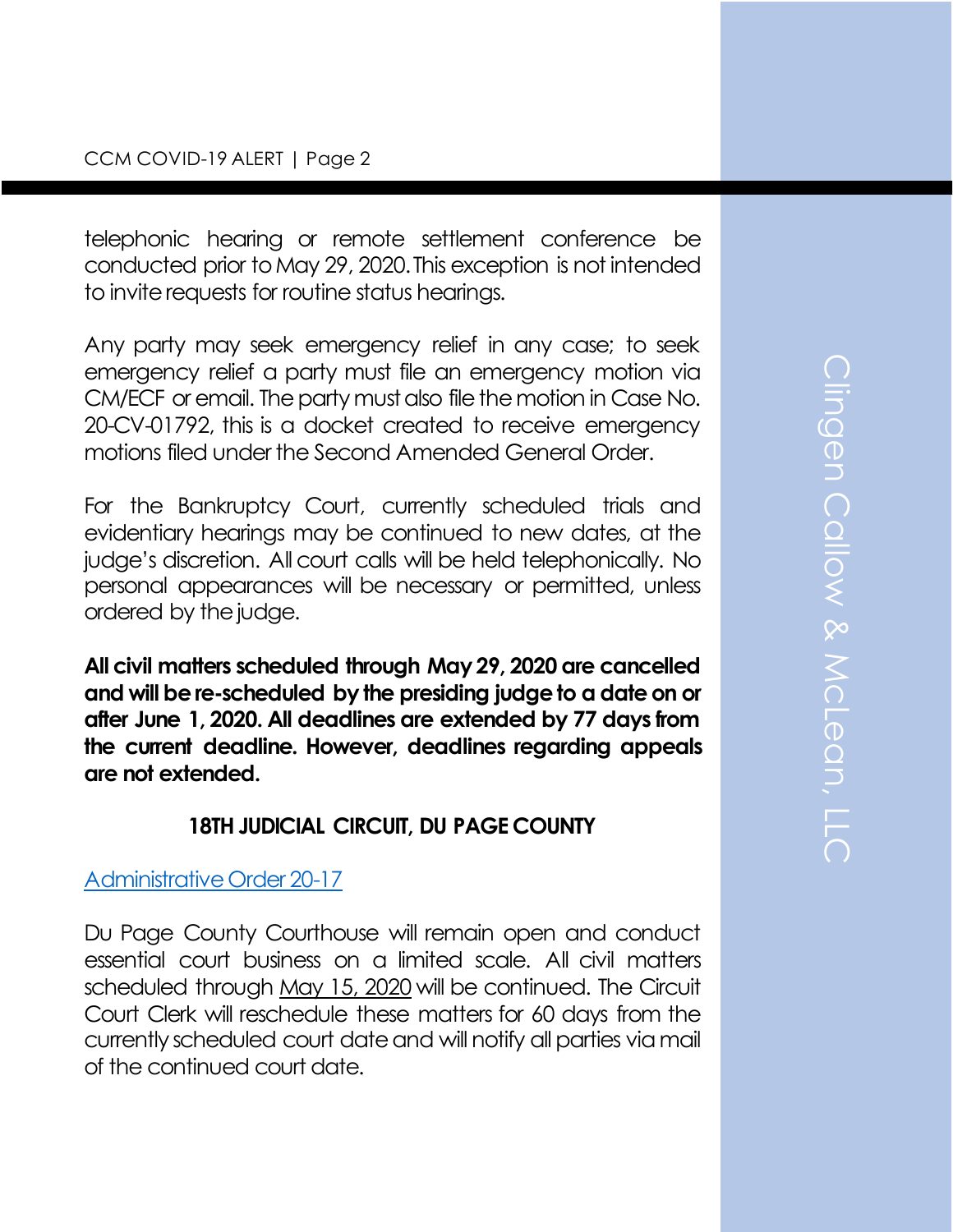telephonic hearing or remote settlement conference be conducted prior to May 29, 2020. This exception is not intended to invite requests for routine status hearings.

Any party may seek emergency relief in any case; to seek emergency relief a party must file an emergency motion via CM/ECF or email. The party must also file the motion in Case No. 20-CV-01792, this is a docket created to receive emergency motions filed under the Second Amended General Order.

For the Bankruptcy Court, currently scheduled trials and evidentiary hearings may be continued to new dates, at the judge's discretion. All court calls will be held telephonically. No personal appearances will be necessary or permitted, unless ordered by the judge.

**All civil matters scheduled through May 29, 2020 are cancelled and will be re-scheduled by the presiding judge to a date on or after June 1, 2020. All deadlines are extended by 77 days from the current deadline. However, deadlines regarding appeals are not extended.**

### 18TH JUDICIAL CIRCUIT, DU PAGE COUNTY

[Administrative Order 20-17]

Du Page County Courthouse will remain open and conduct essential court business on a limited scale. All civil matters scheduled through May 15, 2020 will be continued. The Circuit Court Clerk will reschedule these matters for 60 days from the currently scheduled court date and will notify all parties via mail of the continued court date.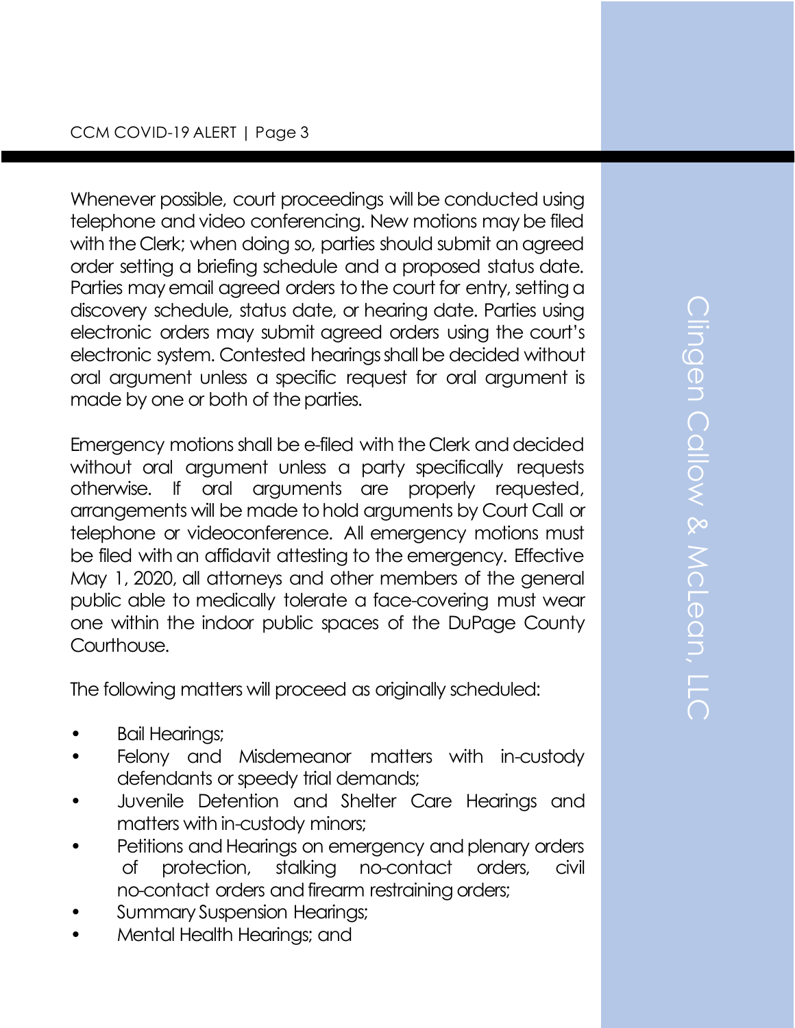Whenever possible, court proceedings will be conducted using telephone and video conferencing. New motions may be filed with the Clerk; when doing so, parties should submit an agreed order setting a briefing schedule and a proposed status date. Parties may email agreed orders to the court for entry, setting a discovery schedule, status date, or hearing date. Parties using electronic orders may submit agreed orders using the court's electronic system. Contested hearings shall be decided without oral argument unless a specific request for oral argument is made by one or both of the parties.

Emergency motions shall be e-filed with the Clerk and decided without oral argument unless a party specifically requests otherwise. If oral arguments are properly requested, arrangements will be made to hold arguments by Court Call or telephone or videoconference. All emergency motions must be filed with an affidavit attesting to the emergency. Effective May 1, 2020, all attorneys and other members of the general public able to medically tolerate a face-covering must wear one within the indoor public spaces of the DuPage County Courthouse.

The following matters will proceed as originally scheduled:

- Bail Hearings;
- Felony and Misdemeanor matters with in-custody defendants or speedy trial demands;
- Juvenile Detention and Shelter Care Hearings and matters with in-custody minors;
- Petitions and Hearings on emergency and plenary orders of protection, stalking no-contact orders, civil no-contact orders and firearm restraining orders;
- Summary Suspension Hearings;
- Mental Health Hearings; and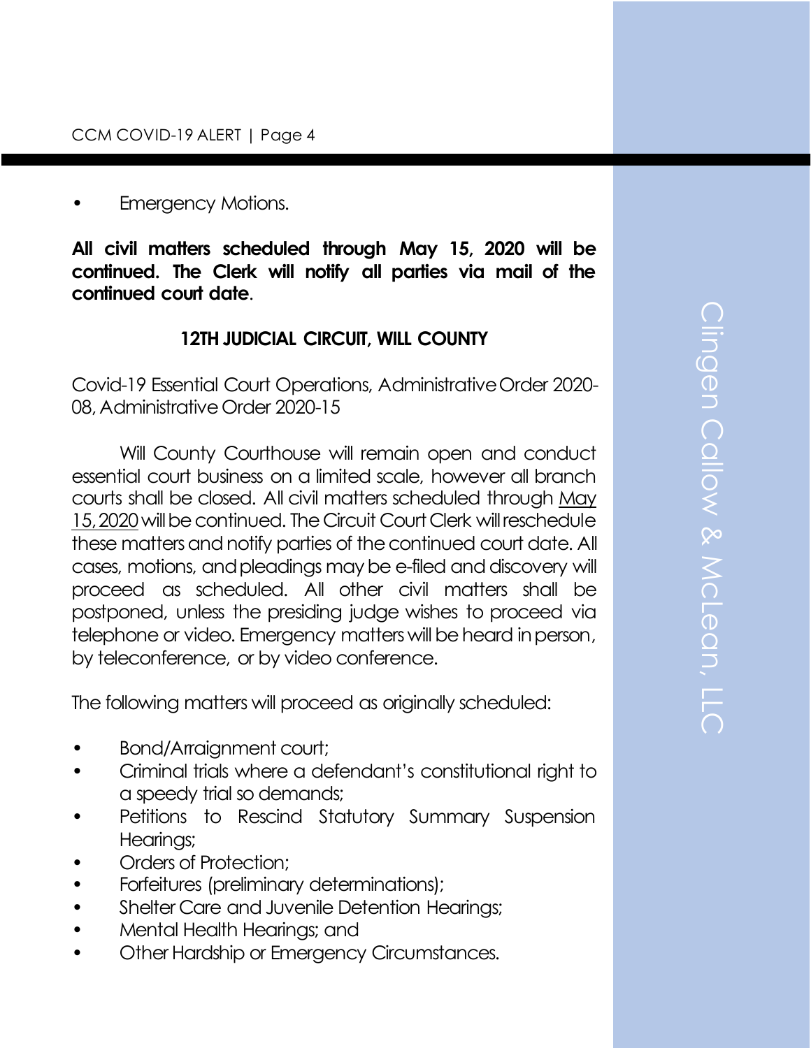- Emergency Motions.

**All civil matters scheduled through May 15, 2020 will be continued. The Clerk will notify all parties via mail of the continued court date**.

### 12TH JUDICIAL CIRCUIT, WILL COUNTY

Covid-19 Essential Court Operations, Administrative Order 2020-08, Administrative Order 2020-15

Will County Courthouse will remain open and conduct essential court business on a limited scale, however all branch courts shall be closed. All civil matters scheduled through May 15, 2020 will be continued. The Circuit Court Clerk will reschedule these matters and notify parties of the continued court date. All cases, motions, and pleadings may be e-filed and discovery will proceed as scheduled. All other civil matters shall be postponed, unless the presiding judge wishes to proceed via telephone or video. Emergency matters will be heard in person, by teleconference, or by video conference.

The following matters will proceed as originally scheduled:

- Bond/Arraignment court;
- Criminal trials where a defendant's constitutional right to a speedy trial so demands;
- Petitions to Rescind Statutory Summary Suspension Hearings;
- Orders of Protection;
- Forfeitures (preliminary determinations);
- Shelter Care and Juvenile Detention Hearings;
- Mental Health Hearings; and
- Other Hardship or Emergency Circumstances.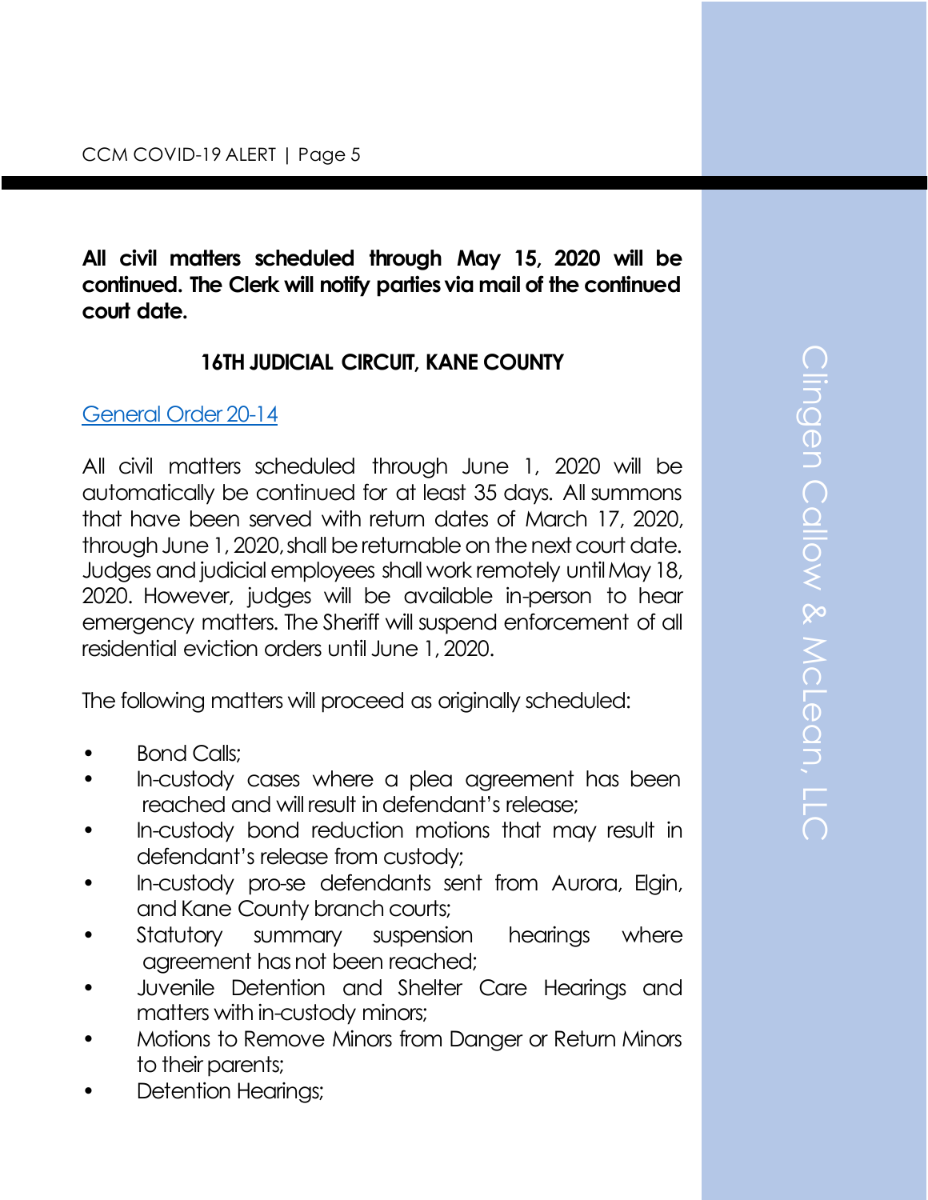**All civil matters scheduled through May 15, 2020 will be continued. The Clerk will notify parties via mail of the continued court date.**

## 16TH JUDICIAL CIRCUIT, KANE COUNTY

General Order 20-14

All civil matters scheduled through June 1, 2020 will be automatically be continued for at least 35 days. All summons that have been served with return dates of March 17, 2020, through June 1, 2020, shall be returnable on the next court date. Judges and judicial employees shall work remotely until May 18, 2020. However, judges will be available in-person to hear emergency matters. The Sheriff will suspend enforcement of all residential eviction orders until June 1, 2020.

The following matters will proceed as originally scheduled:

- Bond Calls;
- In-custody cases where a plea agreement has been reached and will result in defendant's release;
- In-custody bond reduction motions that may result in defendant's release from custody;
- In-custody pro-se defendants sent from Aurora, Elgin, and Kane County branch courts;
- Statutory summary suspension hearings where agreement has not been reached;
- Juvenile Detention and Shelter Care Hearings and matters with in-custody minors;
- Motions to Remove Minors from Danger or Return Minors to their parents;
- Detention Hearings;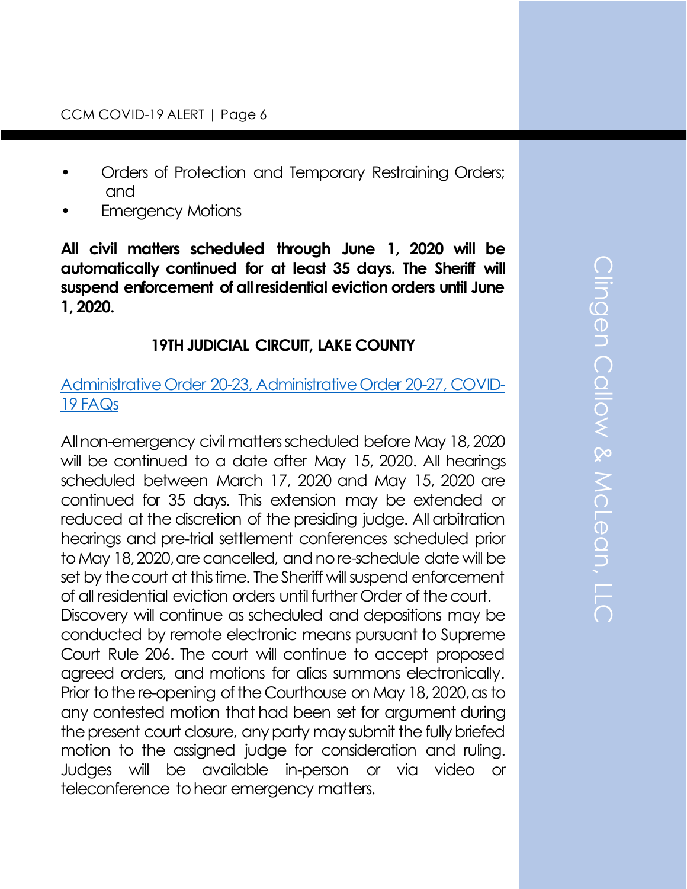- Orders of Protection and Temporary Restraining Orders; and
- Emergency Motions

**All civil matters scheduled through June 1, 2020 will be automatically continued for at least 35 days. The Sheriff will suspend enforcement of all residential eviction orders until June 1, 2020.**

## 19TH JUDICIAL CIRCUIT, LAKE COUNTY

Administrative Order 20-23, Administrative Order 20-27, COVID-19 FAQs

All non-emergency civil matters scheduled before May 18, 2020 will be continued to a date after May 15, 2020. All hearings scheduled between March 17, 2020 and May 15, 2020 are continued for 35 days. This extension may be extended or reduced at the discretion of the presiding judge. All arbitration hearings and pre-trial settlement conferences scheduled prior to May 18, 2020, are cancelled, and no re-schedule date will be set by the court at this time. The Sheriff will suspend enforcement of all residential eviction orders until further Order of the court.
Discovery will continue as scheduled and depositions may be conducted by remote electronic means pursuant to Supreme Court Rule 206. The court will continue to accept proposed agreed orders, and motions for alias summons electronically. Prior to the re-opening of the Courthouse on May 18, 2020, as to any contested motion that had been set for argument during the present court closure, any party may submit the fully briefed motion to the assigned judge for consideration and ruling. Judges will be available in-person or via video or teleconference to hear emergency matters.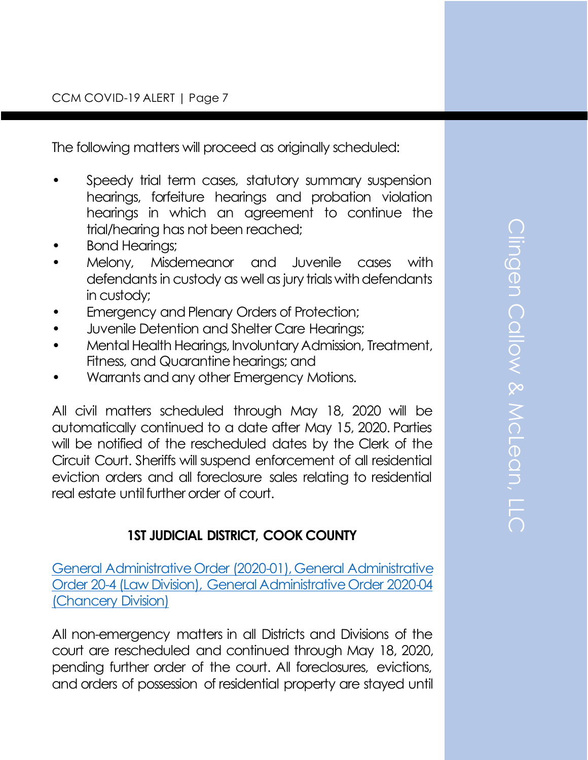The following matters will proceed as originally scheduled:

- Speedy trial term cases, statutory summary suspension hearings, forfeiture hearings and probation violation hearings in which an agreement to continue the trial/hearing has not been reached;
- Bond Hearings;
- Melony, Misdemeanor and Juvenile cases with defendants in custody as well as jury trials with defendants in custody;
- Emergency and Plenary Orders of Protection;
- Juvenile Detention and Shelter Care Hearings;
- Mental Health Hearings, Involuntary Admission, Treatment, Fitness, and Quarantine hearings; and
- Warrants and any other Emergency Motions.

All civil matters scheduled through May 18, 2020 will be automatically continued to a date after May 15, 2020. Parties will be notified of the rescheduled dates by the Clerk of the Circuit Court. Sheriffs will suspend enforcement of all residential eviction orders and all foreclosure sales relating to residential real estate until further order of court.

### 1ST JUDICIAL DISTRICT, COOK COUNTY

General Administrative Order (2020-01), General Administrative Order 20-4 (Law Division), General Administrative Order 2020-04 (Chancery Division)

All non-emergency matters in all Districts and Divisions of the court are rescheduled and continued through May 18, 2020, pending further order of the court. All foreclosures, evictions, and orders of possession of residential property are stayed until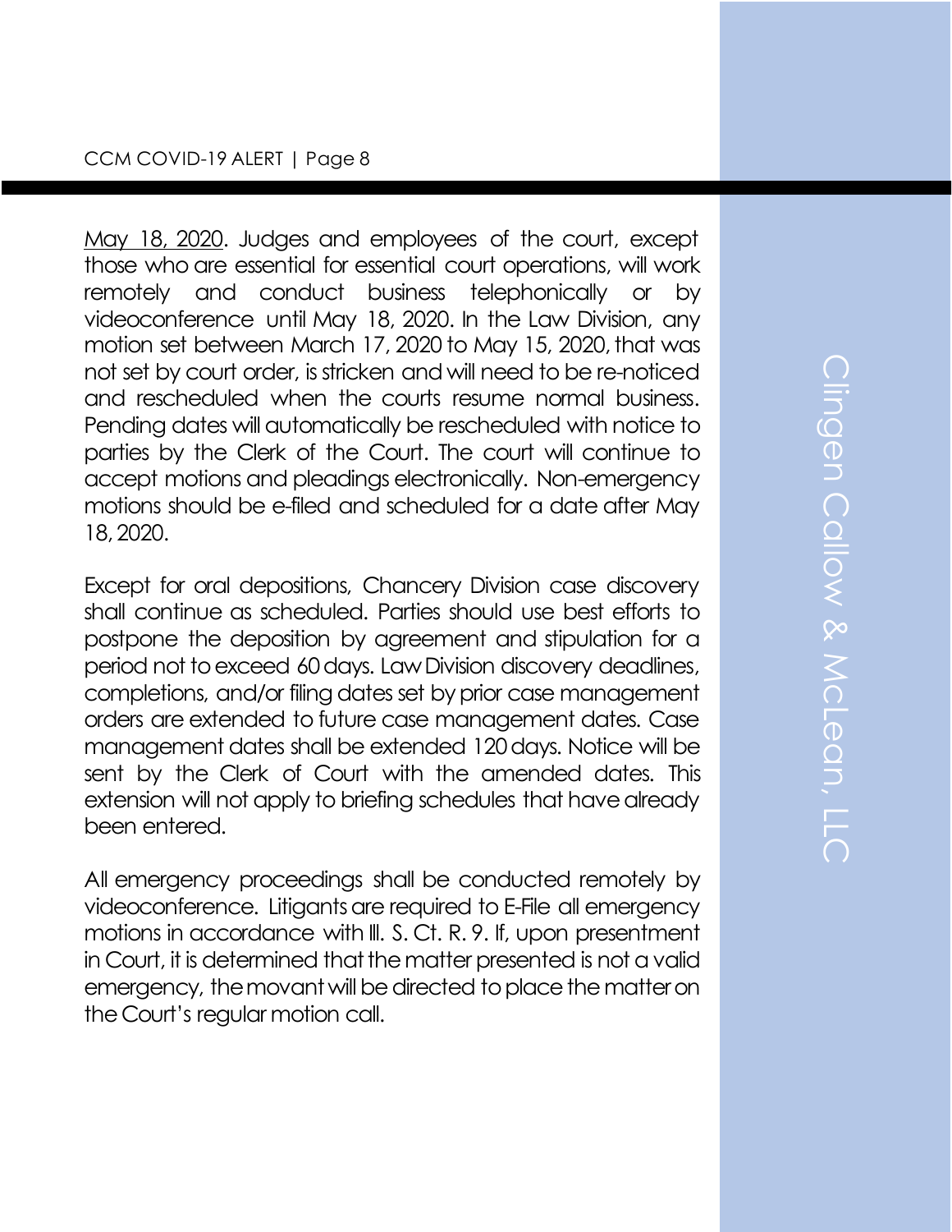<u>May 18, 2020</u>. Judges and employees of the court, except those who are essential for essential court operations, will work remotely and conduct business telephonically or by videoconference until May 18, 2020. In the Law Division, any motion set between March 17, 2020 to May 15, 2020, that was not set by court order, is stricken and will need to be re-noticed and rescheduled when the courts resume normal business. Pending dates will automatically be rescheduled with notice to parties by the Clerk of the Court. The court will continue to accept motions and pleadings electronically. Non-emergency motions should be e-filed and scheduled for a date after May 18, 2020.

Except for oral depositions, Chancery Division case discovery shall continue as scheduled. Parties should use best efforts to postpone the deposition by agreement and stipulation for a period not to exceed 60 days. Law Division discovery deadlines, completions, and/or filing dates set by prior case management orders are extended to future case management dates. Case management dates shall be extended 120 days. Notice will be sent by the Clerk of Court with the amended dates. This extension will not apply to briefing schedules that have already been entered.

All emergency proceedings shall be conducted remotely by videoconference. Litigants are required to E-File all emergency motions in accordance with Ill. S. Ct. R. 9. If, upon presentment in Court, it is determined that the matter presented is not a valid emergency, the movant will be directed to place the matter on the Court's regular motion call.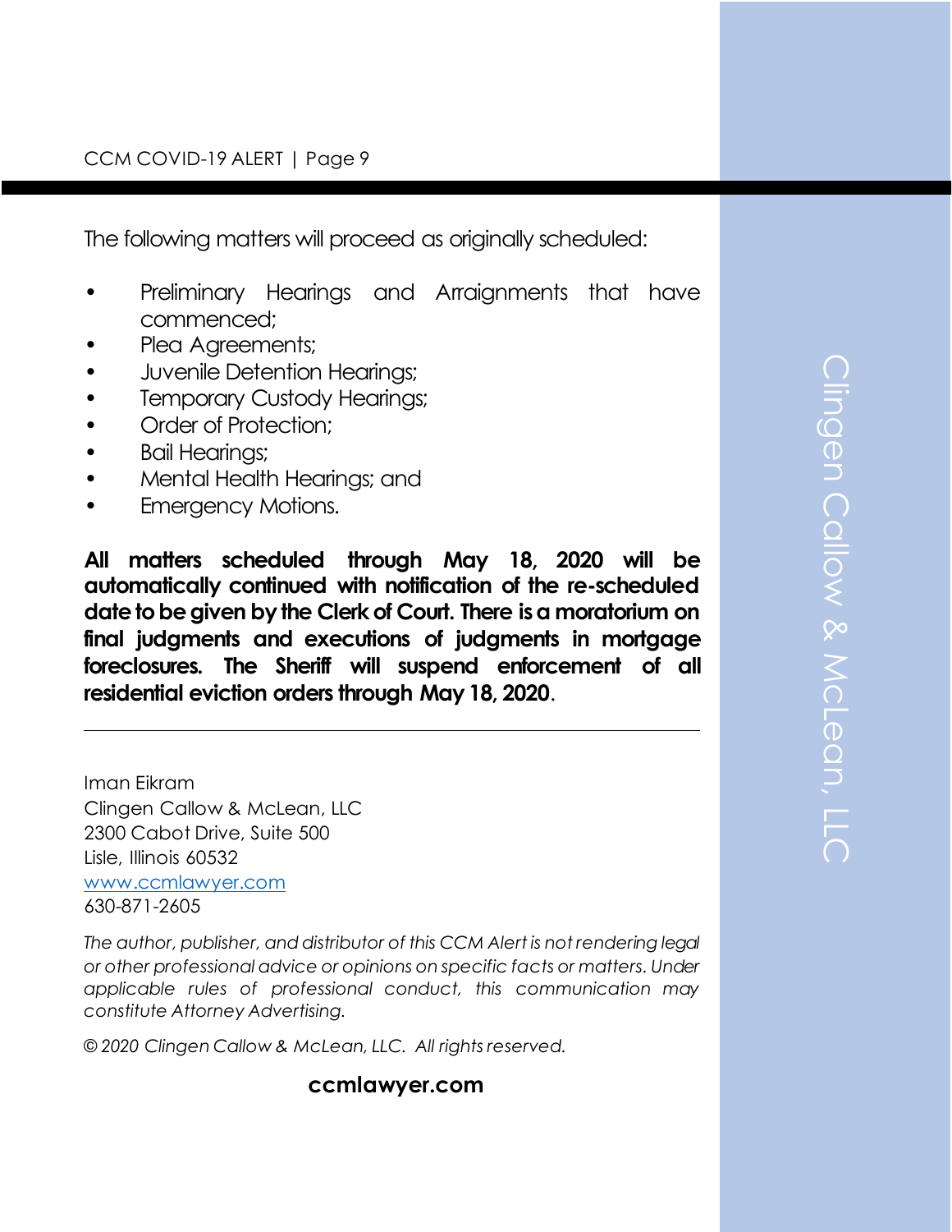The following matters will proceed as originally scheduled:

- Preliminary Hearings and Arraignments that have commenced;
- Plea Agreements;
- Juvenile Detention Hearings;
- Temporary Custody Hearings;
- Order of Protection;
- Bail Hearings;
- Mental Health Hearings; and
- Emergency Motions.

**All matters scheduled through May 18, 2020 will be automatically continued with notification of the re-scheduled date to be given by the Clerk of Court. There is a moratorium on final judgments and executions of judgments in mortgage foreclosures. The Sheriff will suspend enforcement of all residential eviction orders through May 18, 2020**.

---

Iman Eikram
Clingen Callow & McLean, LLC
2300 Cabot Drive, Suite 500
Lisle, Illinois 60532
www.ccmlawyer.com
630-871-2605

*The author, publisher, and distributor of this CCM Alert is not rendering legal or other professional advice or opinions on specific facts or matters. Under applicable rules of professional conduct, this communication may constitute Attorney Advertising.*

*© 2020 Clingen Callow & McLean, LLC. All rights reserved.*

**ccmlawyer.com**